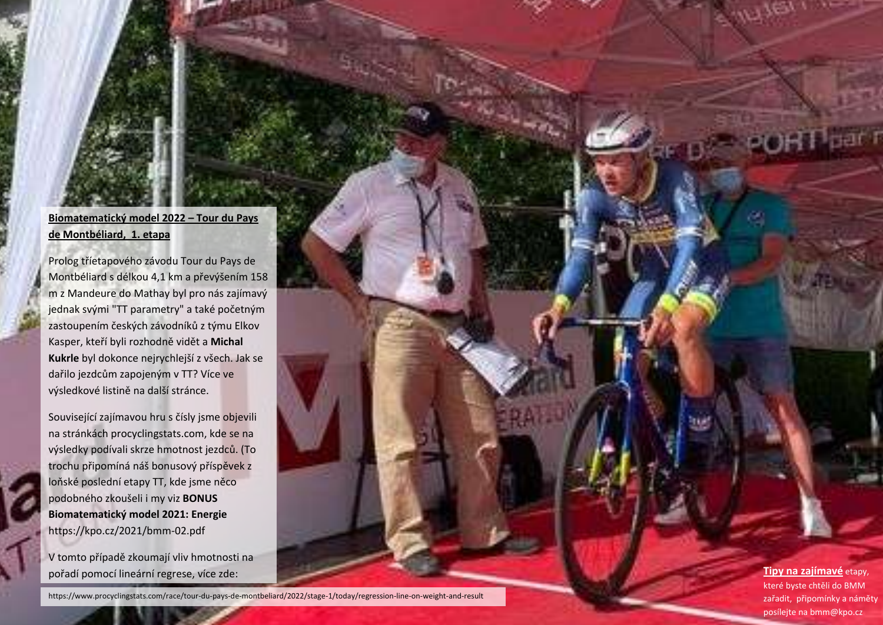**Biomatematický model 2022 – Tour du Pays de Montbéliard, 1. etapa**

Prolog třietapového závodu Tour du Pays de Montbéliard s délkou 4,1 km a převýšením 158 m z Mandeure do Mathay byl pro nás zajímavý jednak svými "TT parametry" a také početným zastoupením českých závodníků z týmu Elkov Kasper, kteří byli rozhodně vidět a **Michal Kukrle** byl dokonce nejrychlejší z všech. Jak se dařilo jezdcům zapojeným v TT? Více ve výsledkové listině na další stránce.

Související zajímavou hru s čísly jsme objevili na stránkách procyclingstats.com, kde se na výsledky podívali skrze hmotnost jezdců. (To trochu připomíná náš bonusový příspěvek z loňské poslední etapy TT, kde jsme něco podobného zkoušeli i my viz **BONUS Biomatematický model 2021: Energie** https://kpo.cz/2021/bmm-02.pdf

V tomto případě zkoumají vliv hmotnosti na pořadí pomocí lineární regrese, více zde:

https://www.procyclingstats.com/race/tour-du-pays-de-montbeliard/2022/stage-1/today/regression-line-on-weight-and-result

**Tipy na zajímavé** etapy, které byste chtěli do BMM zařadit, připomínky a náměty posílejte na bmm@kpo.cz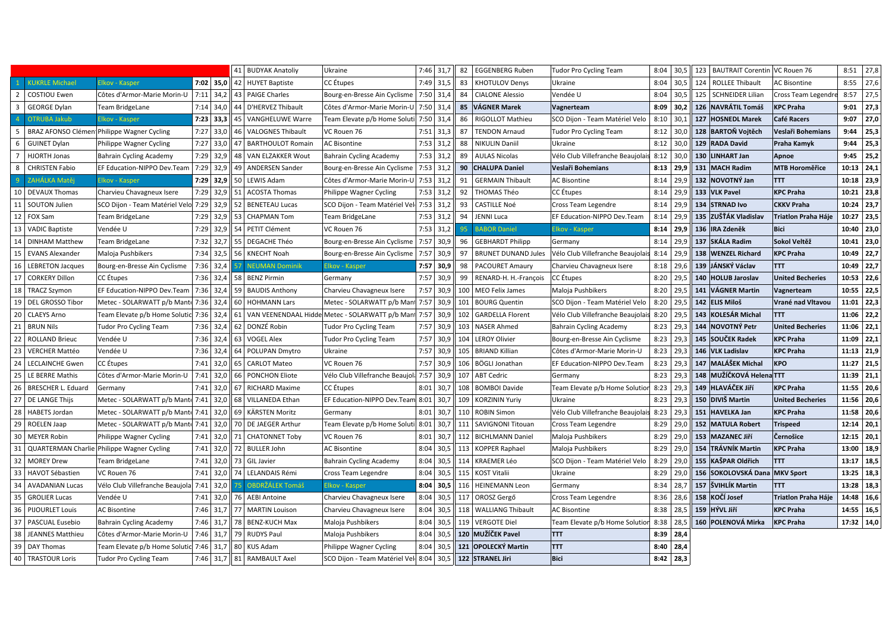| | | | | | | | | | | | | | | | | | | | |
|---|---|---|---|---|---|---|---|---|---|---|---|---|---|---|---|---|---|---|---|
| | | | | 41 | BUDYAK Anatoliy | Ukraine | 7:46 | 31,7 | 82 | EGGENBERG Ruben | Tudor Pro Cycling Team | 8:04 | 30,5 | 123 | BAUTRAIT Corentin | VC Rouen 76 | 8:51 | 27,8 |
| 1 | KUKRLE Michael | Elkov - Kasper | 7:02 | 35,0 | 42 | HUYET Baptiste | CC Étupes | 7:49 | 31,5 | 83 | KHOTULOV Denys | Ukraine | 8:04 | 30,5 | 124 | ROLLEE Thibault | AC Bisontine | 8:55 | 27,6 |
| 2 | COSTIOU Ewen | Côtes d'Armor-Marie Morin-U | 7:11 | 34,2 | 43 | PAIGE Charles | Bourg-en-Bresse Ain Cyclisme | 7:50 | 31,4 | 84 | CIALONE Alessio | Vendée U | 8:04 | 30,5 | 125 | SCHNEIDER Lilian | Cross Team Legendre | 8:57 | 27,5 |
| 3 | GEORGE Dylan | Team BridgeLane | 7:14 | 34,0 | 44 | D'HERVEZ Thibault | Côtes d'Armor-Marie Morin-U | 7:50 | 31,4 | 85 | **VÁGNER Marek** | **Vagnerteam** | **8:09** | **30,2** | 126 | **NAVRÁTIL Tomáš** | **KPC Praha** | **9:01** | **27,3** |
| 4 | OTRUBA Jakub | Elkov - Kasper | 7:23 | 33,3 | 45 | VANGHELUWE Warre | Team Elevate p/b Home Soluti | 7:50 | 31,4 | 86 | RIGOLLOT Mathieu | SCO Dijon - Team Matériel Velo | 8:10 | 30,1 | 127 | **HOSNEDL Marek** | **Café Racers** | **9:07** | **27,0** |
| 5 | BRAZ AFONSO Clémen | Philippe Wagner Cycling | 7:27 | 33,0 | 46 | VALOGNES Thibault | VC Rouen 76 | 7:51 | 31,3 | 87 | TENDON Arnaud | Tudor Pro Cycling Team | 8:12 | 30,0 | 128 | **BARTOŇ Vojtěch** | **Veslaři Bohemians** | **9:44** | **25,3** |
| 6 | GUINET Dylan | Philippe Wagner Cycling | 7:27 | 33,0 | 47 | BARTHOULOT Romain | AC Bisontine | 7:53 | 31,2 | 88 | NIKULIN Daniil | Ukraine | 8:12 | 30,0 | 129 | **RADA David** | **Praha Kamyk** | **9:44** | **25,3** |
| 7 | HJORTH Jonas | Bahrain Cycling Academy | 7:29 | 32,9 | 48 | VAN ELZAKKER Wout | Bahrain Cycling Academy | 7:53 | 31,2 | 89 | AULAS Nicolas | Vélo Club Villefranche Beaujolais | 8:12 | 30,0 | 130 | **LINHART Jan** | **Apnoe** | **9:45** | **25,2** |
| 8 | CHRISTEN Fabio | EF Education-NIPPO Dev.Team | 7:29 | 32,9 | 49 | ANDERSEN Sander | Bourg-en-Bresse Ain Cyclisme | 7:53 | 31,2 | 90 | **CHALUPA Daniel** | **Veslaři Bohemians** | **8:13** | **29,9** | 131 | **MACH Radim** | **MTB Horoměřice** | **10:13** | **24,1** |
| 9 | ZAHÁLKA Matěj | Elkov - Kasper | 7:29 | 32,9 | 50 | LEWIS Adam | Côtes d'Armor-Marie Morin-U | 7:53 | 31,2 | 91 | GERMAIN Thibault | AC Bisontine | 8:14 | 29,9 | 132 | **NOVOTNÝ Jan** | **TTT** | **10:18** | **23,9** |
| 10 | DEVAUX Thomas | Charvieu Chavagneux Isere | 7:29 | 32,9 | 51 | ACOSTA Thomas | Philippe Wagner Cycling | 7:53 | 31,2 | 92 | THOMAS Théo | CC Étupes | 8:14 | 29,9 | 133 | **VLK Pavel** | **KPC Praha** | **10:21** | **23,8** |
| 11 | SOUTON Julien | SCO Dijon - Team Matériel Velo | 7:29 | 32,9 | 52 | BENETEAU Lucas | SCO Dijon - Team Matériel Vel | 7:53 | 31,2 | 93 | CASTILLE Noé | Cross Team Legendre | 8:14 | 29,9 | 134 | **STRNAD Ivo** | **CKKV Praha** | **10:24** | **23,7** |
| 12 | FOX Sam | Team BridgeLane | 7:29 | 32,9 | 53 | CHAPMAN Tom | Team BridgeLane | 7:53 | 31,2 | 94 | JENNI Luca | EF Education-NIPPO Dev.Team | 8:14 | 29,9 | 135 | **ZUŠŤÁK Vladislav** | **Triatlon Praha Háje** | **10:27** | **23,5** |
| 13 | VADIC Baptiste | Vendée U | 7:29 | 32,9 | 54 | PETIT Clément | VC Rouen 76 | 7:53 | 31,2 | 95 | BABOR Daniel | Elkov - Kasper | 8:14 | 29,9 | 136 | **IRA Zdeněk** | **Bici** | **10:40** | **23,0** |
| 14 | DINHAM Matthew | Team BridgeLane | 7:32 | 32,7 | 55 | DEGACHE Théo | Bourg-en-Bresse Ain Cyclisme | 7:57 | 30,9 | 96 | GEBHARDT Philipp | Germany | 8:14 | 29,9 | 137 | **SKÁLA Radim** | **Sokol Veltěž** | **10:41** | **23,0** |
| 15 | EVANS Alexander | Maloja Pushbikers | 7:34 | 32,5 | 56 | KNECHT Noah | Bourg-en-Bresse Ain Cyclisme | 7:57 | 30,9 | 97 | BRUNET DUNAND Jules | Vélo Club Villefranche Beaujolais | 8:14 | 29,9 | 138 | **WENZEL Richard** | **KPC Praha** | **10:49** | **22,7** |
| 16 | LEBRETON Jacques | Bourg-en-Bresse Ain Cyclisme | 7:36 | 32,4 | 57 | NEUMAN Dominik | Elkov - Kasper | 7:57 | 30,9 | 98 | PACOURET Amaury | Charvieu Chavagneux Isere | 8:18 | 29,6 | 139 | **JÁNSKÝ Václav** | **TTT** | **10:49** | **22,7** |
| 17 | CORKERY Dillon | CC Étupes | 7:36 | 32,4 | 58 | BENZ Pirmin | Germany | 7:57 | 30,9 | 99 | RENARD-H. H.-François | CC Étupes | 8:20 | 29,5 | 140 | **HOLUB Jaroslav** | **United Becheries** | **10:53** | **22,6** |
| 18 | TRACZ Szymon | EF Education-NIPPO Dev.Team | 7:36 | 32,4 | 59 | BAUDIS Anthony | Charvieu Chavagneux Isere | 7:57 | 30,9 | 100 | MEO Felix James | Maloja Pushbikers | 8:20 | 29,5 | 141 | **VÁGNER Martin** | **Vagnerteam** | **10:55** | **22,5** |
| 19 | DEL GROSSO Tibor | Metec - SOLARWATT p/b Mant | 7:36 | 32,4 | 60 | HOHMANN Lars | Metec - SOLARWATT p/b Mant | 7:57 | 30,9 | 101 | BOURG Quentin | SCO Dijon - Team Matériel Velo | 8:20 | 29,5 | 142 | **ELIS Miloš** | **Vrané nad Vltavou** | **11:01** | **22,3** |
| 20 | CLAEYS Arno | Team Elevate p/b Home Solutio | 7:36 | 32,4 | 61 | VAN VEENENDAAL Hidde | Metec - SOLARWATT p/b Mant | 7:57 | 30,9 | 102 | GARDELLA Florent | Vélo Club Villefranche Beaujolais | 8:20 | 29,5 | 143 | **KOLESÁR Michal** | **TTT** | **11:06** | **22,2** |
| 21 | BRUN Nils | Tudor Pro Cycling Team | 7:36 | 32,4 | 62 | DONZÉ Robin | Tudor Pro Cycling Team | 7:57 | 30,9 | 103 | NASER Ahmed | Bahrain Cycling Academy | 8:23 | 29,3 | 144 | **NOVOTNÝ Petr** | **United Becheries** | **11:06** | **22,1** |
| 22 | ROLLAND Brieuc | Vendée U | 7:36 | 32,4 | 63 | VOGEL Alex | Tudor Pro Cycling Team | 7:57 | 30,9 | 104 | LEROY Olivier | Bourg-en-Bresse Ain Cyclisme | 8:23 | 29,3 | 145 | **SOUČEK Radek** | **KPC Praha** | **11:09** | **22,1** |
| 23 | VERCHER Mattéo | Vendée U | 7:36 | 32,4 | 64 | POLUPAN Dmytro | Ukraine | 7:57 | 30,9 | 105 | BRIAND Killian | Côtes d'Armor-Marie Morin-U | 8:23 | 29,3 | 146 | **VLK Ladislav** | **KPC Praha** | **11:13** | **21,9** |
| 24 | LECLAINCHE Gwen | CC Étupes | 7:41 | 32,0 | 65 | CARLOT Mateo | VC Rouen 76 | 7:57 | 30,9 | 106 | BÖGLI Jonathan | EF Education-NIPPO Dev.Team | 8:23 | 29,3 | 147 | **MALÁŠEK Michal** | **KPO** | **11:27** | **21,5** |
| 25 | LE BERRE Mathis | Côtes d'Armor-Marie Morin-U | 7:41 | 32,0 | 66 | PONCHON Eliote | Vélo Club Villefranche Beaujol | 7:57 | 30,9 | 107 | ABT Cedric | Germany | 8:23 | 29,3 | 148 | **MUŽÍČKOVÁ Helena** | **TTT** | **11:39** | **21,1** |
| 26 | BRESCHER L. Eduard | Germany | 7:41 | 32,0 | 67 | RICHARD Maxime | CC Étupes | 8:01 | 30,7 | 108 | BOMBOI Davide | Team Elevate p/b Home Solution | 8:23 | 29,3 | 149 | **HLAVÁČEK Jiří** | **KPC Praha** | **11:55** | **20,6** |
| 27 | DE LANGE Thijs | Metec - SOLARWATT p/b Mant | 7:41 | 32,0 | 68 | VILLANEDA Ethan | EF Education-NIPPO Dev.Team | 8:01 | 30,7 | 109 | KORZININ Yuriy | Ukraine | 8:23 | 29,3 | 150 | **DIVIŠ Martin** | **United Becheries** | **11:56** | **20,6** |
| 28 | HABETS Jordan | Metec - SOLARWATT p/b Mant | 7:41 | 32,0 | 69 | KÄRSTEN Moritz | Germany | 8:01 | 30,7 | 110 | ROBIN Simon | Vélo Club Villefranche Beaujolais | 8:23 | 29,3 | 151 | **HAVELKA Jan** | **KPC Praha** | **11:58** | **20,6** |
| 29 | ROELEN Jaap | Metec - SOLARWATT p/b Mant | 7:41 | 32,0 | 70 | DE JAEGER Arthur | Team Elevate p/b Home Soluti | 8:01 | 30,7 | 111 | SAVIGNONI Titouan | Cross Team Legendre | 8:29 | 29,0 | 152 | **MATULA Robert** | **Trispeed** | **12:14** | **20,1** |
| 30 | MEYER Robin | Philippe Wagner Cycling | 7:41 | 32,0 | 71 | CHATONNET Toby | VC Rouen 76 | 8:01 | 30,7 | 112 | BICHLMANN Daniel | Maloja Pushbikers | 8:29 | 29,0 | 153 | **MAZANEC Jiří** | **Černošice** | **12:15** | **20,1** |
| 31 | QUARTERMAN Charlie | Philippe Wagner Cycling | 7:41 | 32,0 | 72 | BULLER John | AC Bisontine | 8:04 | 30,5 | 113 | KOPPER Raphael | Maloja Pushbikers | 8:29 | 29,0 | 154 | **TRÁVNÍK Martin** | **KPC Praha** | **13:00** | **18,9** |
| 32 | MOREY Drew | Team BridgeLane | 7:41 | 32,0 | 73 | GIL Javier | Bahrain Cycling Academy | 8:04 | 30,5 | 114 | KRAEMER Léo | SCO Dijon - Team Matériel Velo | 8:29 | 29,0 | 155 | **KAŠPAR Oldřich** | **TTT** | **13:17** | **18,5** |
| 33 | HAVOT Sébastien | VC Rouen 76 | 7:41 | 32,0 | 74 | LELANDAIS Rémi | Cross Team Legendre | 8:04 | 30,5 | 115 | KOST Vitalii | Ukraine | 8:29 | 29,0 | 156 | **SOKOLOVSKÁ Dana** | **MKV Sport** | **13:25** | **18,3** |
| 34 | AVADANIAN Lucas | Vélo Club Villefranche Beaujola | 7:41 | 32,0 | 75 | OBDRŽÁLEK Tomáš | Elkov - Kasper | 8:04 | 30,5 | 116 | HEINEMANN Leon | Germany | 8:34 | 28,7 | 157 | **ŠVIHLÍK Martin** | **TTT** | **13:28** | **18,3** |
| 35 | GROLIER Lucas | Vendée U | 7:41 | 32,0 | 76 | AEBI Antoine | Charvieu Chavagneux Isere | 8:04 | 30,5 | 117 | OROSZ Gergő | Cross Team Legendre | 8:36 | 28,6 | 158 | **KOČÍ Josef** | **Triatlon Praha Háje** | **14:48** | **16,6** |
| 36 | PIJOURLET Louis | AC Bisontine | 7:46 | 31,7 | 77 | MARTIN Louison | Charvieu Chavagneux Isere | 8:04 | 30,5 | 118 | WALLIANG Thibault | AC Bisontine | 8:38 | 28,5 | 159 | **HÝVL Jiří** | **KPC Praha** | **14:55** | **16,5** |
| 37 | PASCUAL Eusebio | Bahrain Cycling Academy | 7:46 | 31,7 | 78 | BENZ-KUCH Max | Maloja Pushbikers | 8:04 | 30,5 | 119 | VERGOTE Diel | Team Elevate p/b Home Solution | 8:38 | 28,5 | 160 | **POLENOVÁ Mirka** | **KPC Praha** | **17:32** | **14,0** |
| 38 | JEANNES Matthieu | Côtes d'Armor-Marie Morin-U | 7:46 | 31,7 | 79 | RUDYS Paul | Maloja Pushbikers | 8:04 | 30,5 | 120 | **MUŽÍČEK Pavel** | **TTT** | **8:39** | **28,4** | | | | | |
| 39 | DAY Thomas | Team Elevate p/b Home Solutio | 7:46 | 31,7 | 80 | KUS Adam | Philippe Wagner Cycling | 8:04 | 30,5 | 121 | **OPOLECKÝ Martin** | **TTT** | **8:40** | **28,4** | | | | | |
| 40 | TRASTOUR Loris | Tudor Pro Cycling Team | 7:46 | 31,7 | 81 | RAMBAULT Axel | SCO Dijon - Team Matériel Vel | 8:04 | 30,5 | 122 | **STRANEL Jiri** | **Bici** | **8:42** | **28,3** | | | | | |